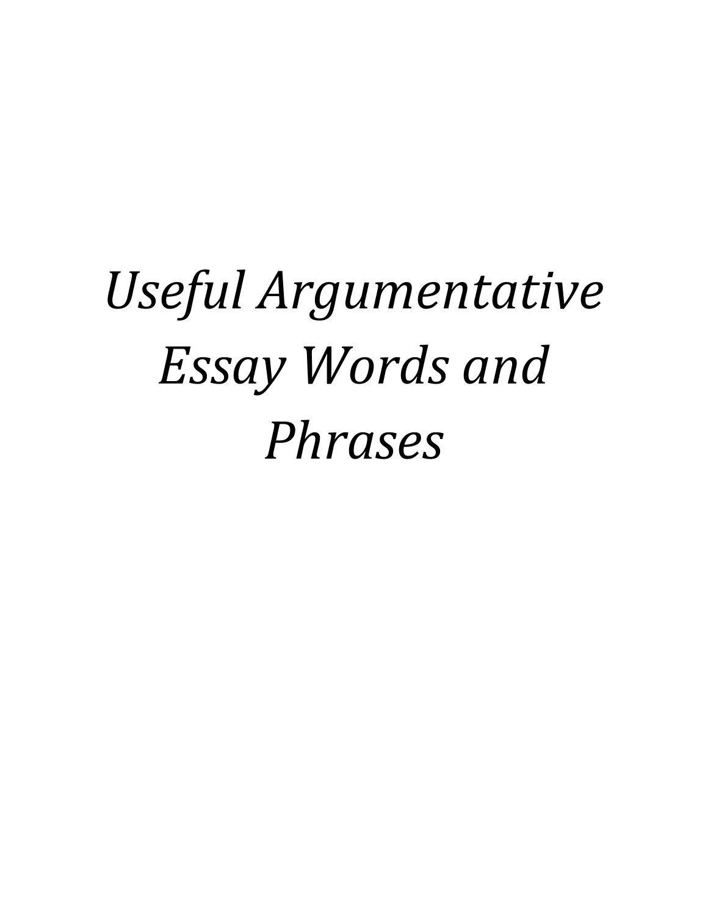# *Useful Argumentative Essay Words and Phrases*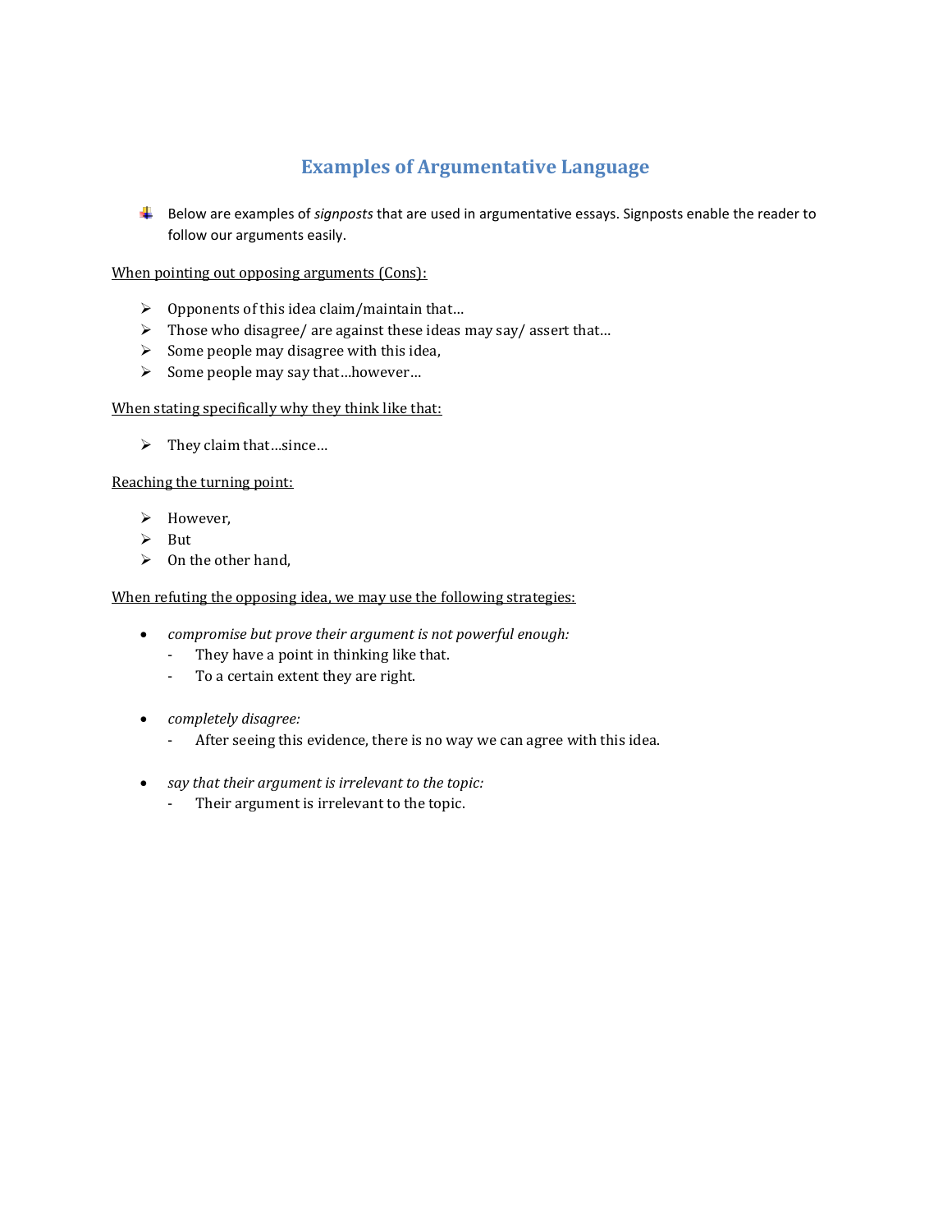# Examples of Argumentative Language

- Below are examples of *signposts* that are used in argumentative essays. Signposts enable the reader to follow our arguments easily.

<u>When pointing out opposing arguments (Cons):</u>

- Opponents of this idea claim/maintain that…
- Those who disagree/ are against these ideas may say/ assert that…
- Some people may disagree with this idea,
- Some people may say that…however…

<u>When stating specifically why they think like that:</u>

- They claim that…since…

<u>Reaching the turning point:</u>

- However,
- But
- On the other hand,

<u>When refuting the opposing idea, we may use the following strategies:</u>

- *compromise but prove their argument is not powerful enough:*
  - They have a point in thinking like that.
  - To a certain extent they are right.

- *completely disagree:*
  - After seeing this evidence, there is no way we can agree with this idea.

- *say that their argument is irrelevant to the topic:*
  - Their argument is irrelevant to the topic.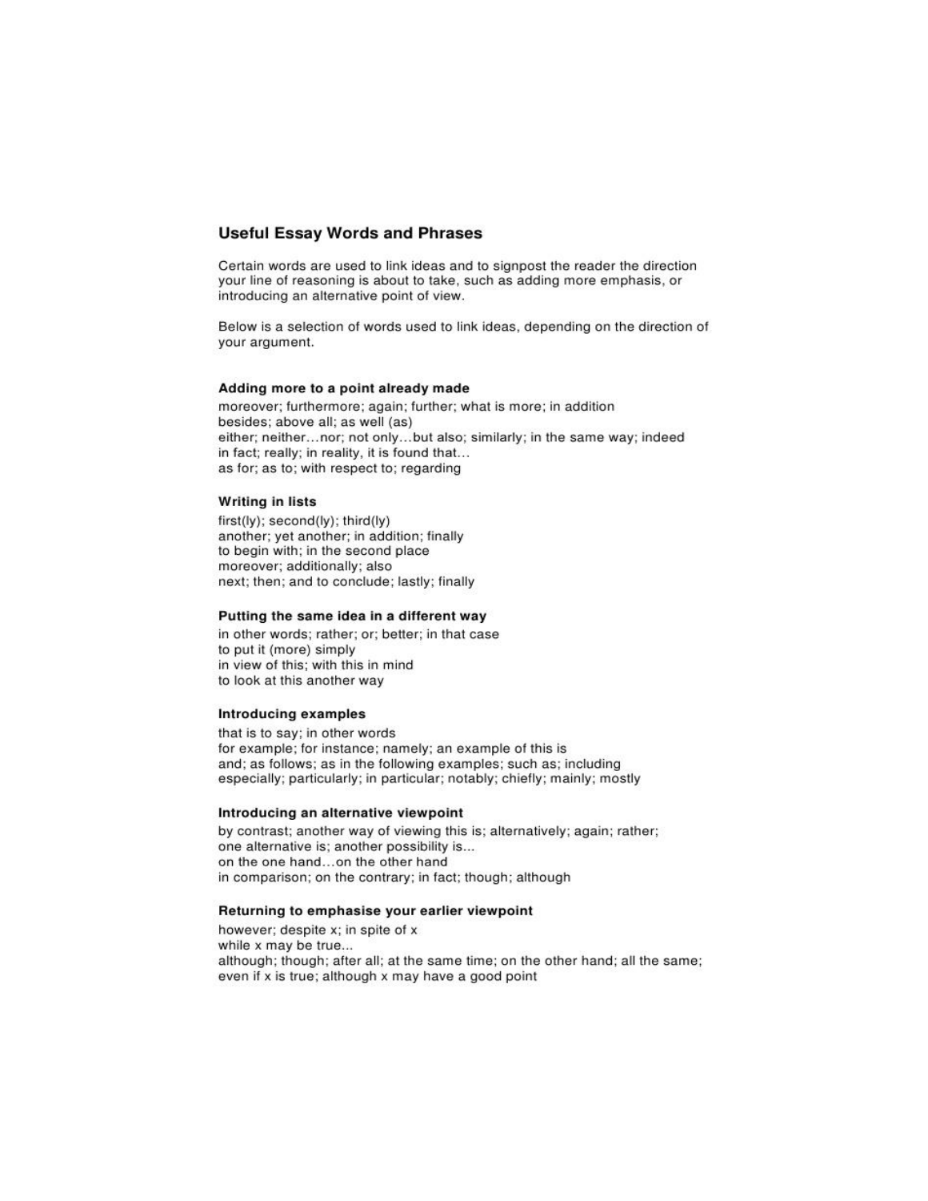## Useful Essay Words and Phrases

Certain words are used to link ideas and to signpost the reader the direction your line of reasoning is about to take, such as adding more emphasis, or introducing an alternative point of view.

Below is a selection of words used to link ideas, depending on the direction of your argument.

### Adding more to a point already made

moreover; furthermore; again; further; what is more; in addition
besides; above all; as well (as)
either; neither…nor; not only…but also; similarly; in the same way; indeed
in fact; really; in reality, it is found that…
as for; as to; with respect to; regarding

### Writing in lists

first(ly); second(ly); third(ly)
another; yet another; in addition; finally
to begin with; in the second place
moreover; additionally; also
next; then; and to conclude; lastly; finally

### Putting the same idea in a different way

in other words; rather; or; better; in that case
to put it (more) simply
in view of this; with this in mind
to look at this another way

### Introducing examples

that is to say; in other words
for example; for instance; namely; an example of this is
and; as follows; as in the following examples; such as; including
especially; particularly; in particular; notably; chiefly; mainly; mostly

### Introducing an alternative viewpoint

by contrast; another way of viewing this is; alternatively; again; rather;
one alternative is; another possibility is...
on the one hand…on the other hand
in comparison; on the contrary; in fact; though; although

### Returning to emphasise your earlier viewpoint

however; despite x; in spite of x
while x may be true...
although; though; after all; at the same time; on the other hand; all the same;
even if x is true; although x may have a good point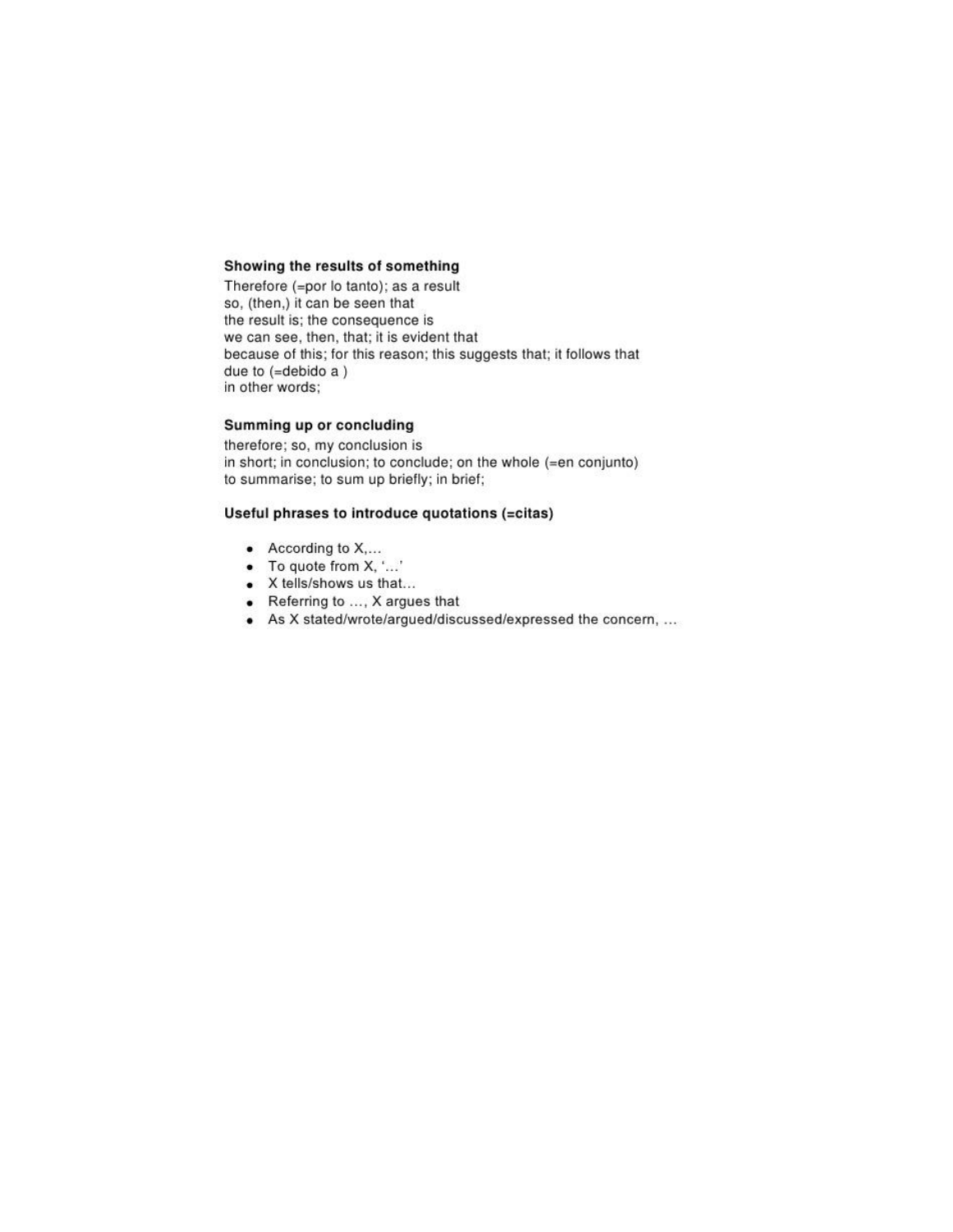### Showing the results of something

Therefore (=por lo tanto); as a result
so, (then,) it can be seen that
the result is; the consequence is
we can see, then, that; it is evident that
because of this; for this reason; this suggests that; it follows that
due to (=debido a )
in other words;

### Summing up or concluding

therefore; so, my conclusion is
in short; in conclusion; to conclude; on the whole (=en conjunto)
to summarise; to sum up briefly; in brief;

### Useful phrases to introduce quotations (=citas)

- According to X,…
- To quote from X, '…'
- X tells/shows us that…
- Referring to …, X argues that
- As X stated/wrote/argued/discussed/expressed the concern, …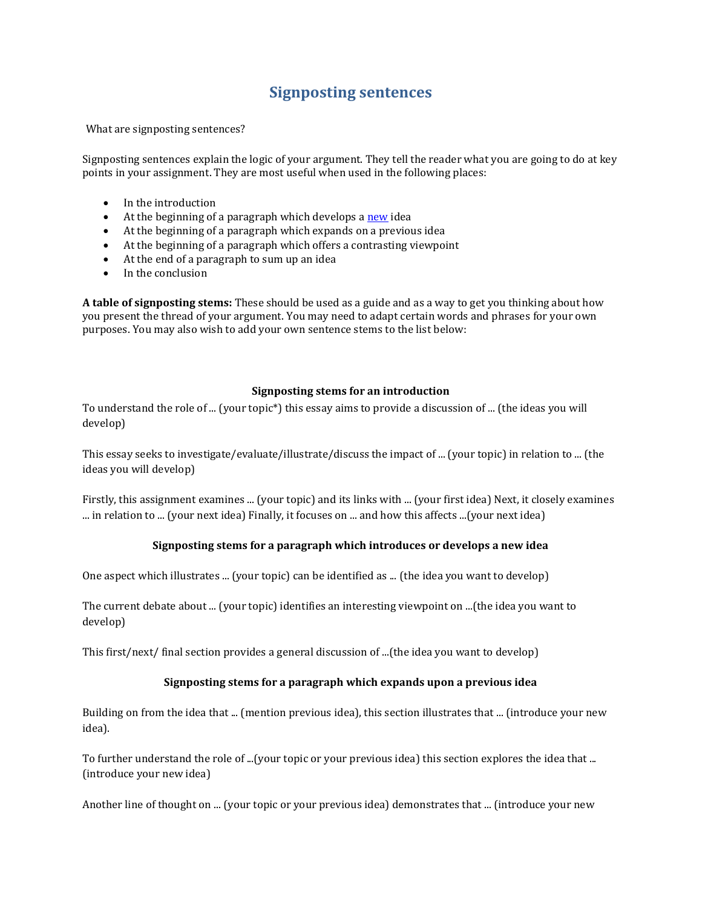# Signposting sentences

What are signposting sentences?

Signposting sentences explain the logic of your argument. They tell the reader what you are going to do at key points in your assignment. They are most useful when used in the following places:

- In the introduction
- At the beginning of a paragraph which develops a new idea
- At the beginning of a paragraph which expands on a previous idea
- At the beginning of a paragraph which offers a contrasting viewpoint
- At the end of a paragraph to sum up an idea
- In the conclusion

**A table of signposting stems:** These should be used as a guide and as a way to get you thinking about how you present the thread of your argument. You may need to adapt certain words and phrases for your own purposes. You may also wish to add your own sentence stems to the list below:

**Signposting stems for an introduction**

To understand the role of ... (your topic*) this essay aims to provide a discussion of ... (the ideas you will develop)

This essay seeks to investigate/evaluate/illustrate/discuss the impact of ... (your topic) in relation to ... (the ideas you will develop)

Firstly, this assignment examines ... (your topic) and its links with ... (your first idea) Next, it closely examines ... in relation to ... (your next idea) Finally, it focuses on ... and how this affects ...(your next idea)

**Signposting stems for a paragraph which introduces or develops a new idea**

One aspect which illustrates ... (your topic) can be identified as ... (the idea you want to develop)

The current debate about ... (your topic) identifies an interesting viewpoint on ...(the idea you want to develop)

This first/next/ final section provides a general discussion of ...(the idea you want to develop)

**Signposting stems for a paragraph which expands upon a previous idea**

Building on from the idea that ... (mention previous idea), this section illustrates that ... (introduce your new idea).

To further understand the role of ...(your topic or your previous idea) this section explores the idea that ... (introduce your new idea)

Another line of thought on ... (your topic or your previous idea) demonstrates that ... (introduce your new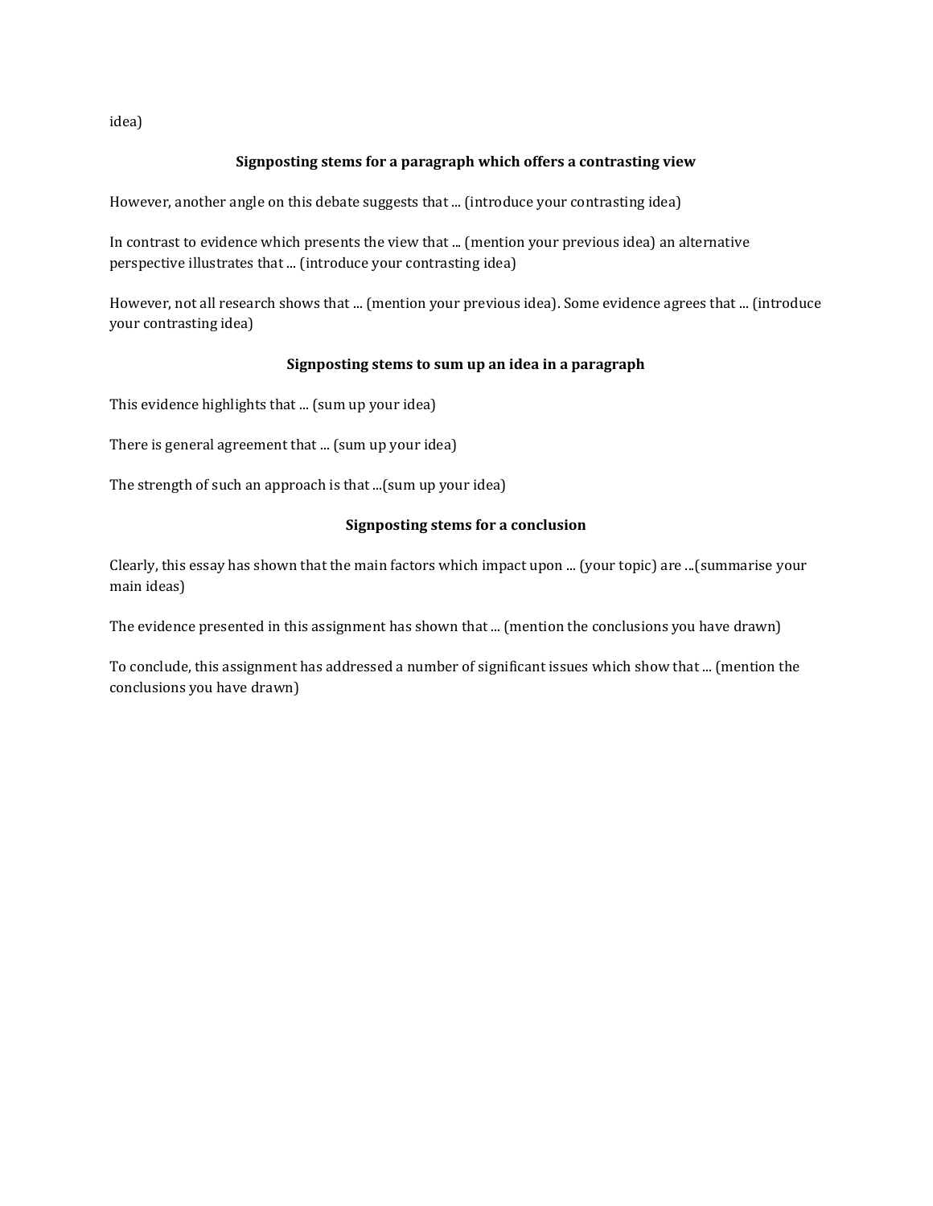idea)

**Signposting stems for a paragraph which offers a contrasting view**

However, another angle on this debate suggests that ... (introduce your contrasting idea)

In contrast to evidence which presents the view that ... (mention your previous idea) an alternative perspective illustrates that ... (introduce your contrasting idea)

However, not all research shows that ... (mention your previous idea). Some evidence agrees that ... (introduce your contrasting idea)

**Signposting stems to sum up an idea in a paragraph**

This evidence highlights that ... (sum up your idea)

There is general agreement that ... (sum up your idea)

The strength of such an approach is that ...(sum up your idea)

**Signposting stems for a conclusion**

Clearly, this essay has shown that the main factors which impact upon ... (your topic) are ...(summarise your main ideas)

The evidence presented in this assignment has shown that ... (mention the conclusions you have drawn)

To conclude, this assignment has addressed a number of significant issues which show that ... (mention the conclusions you have drawn)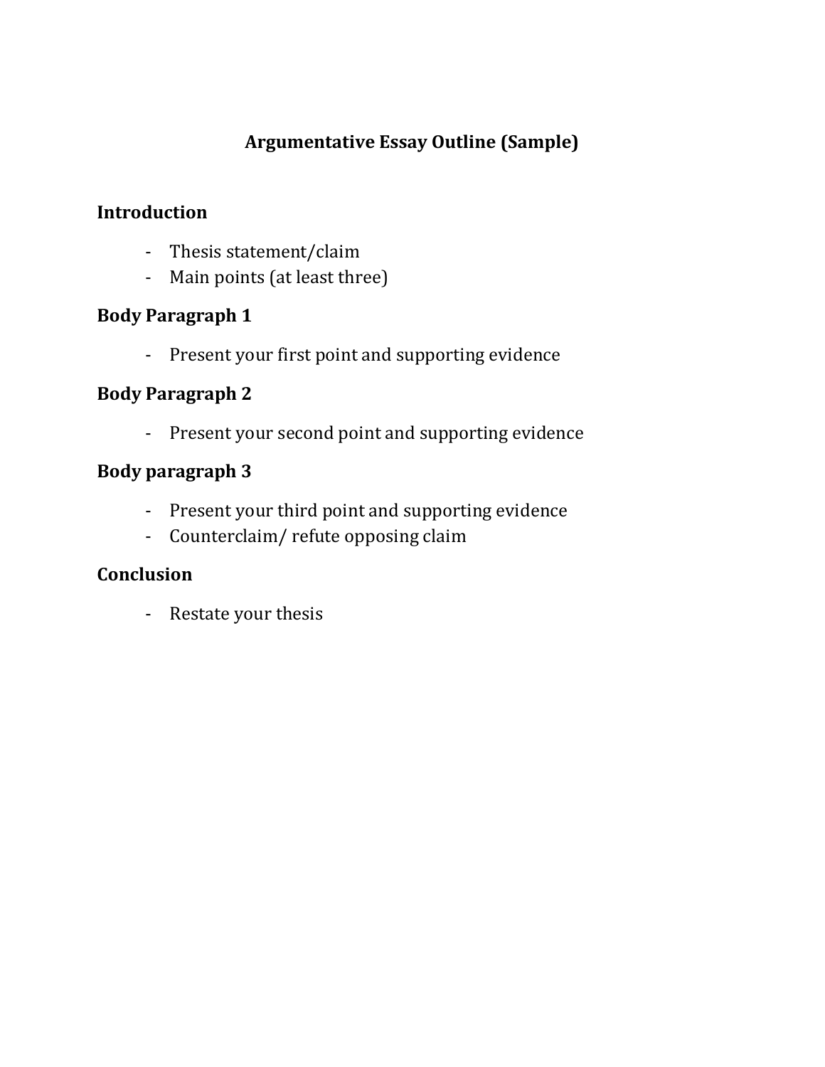# Argumentative Essay Outline (Sample)

## Introduction

- Thesis statement/claim
- Main points (at least three)

## Body Paragraph 1

- Present your first point and supporting evidence

## Body Paragraph 2

- Present your second point and supporting evidence

## Body paragraph 3

- Present your third point and supporting evidence
- Counterclaim/ refute opposing claim

## Conclusion

- Restate your thesis